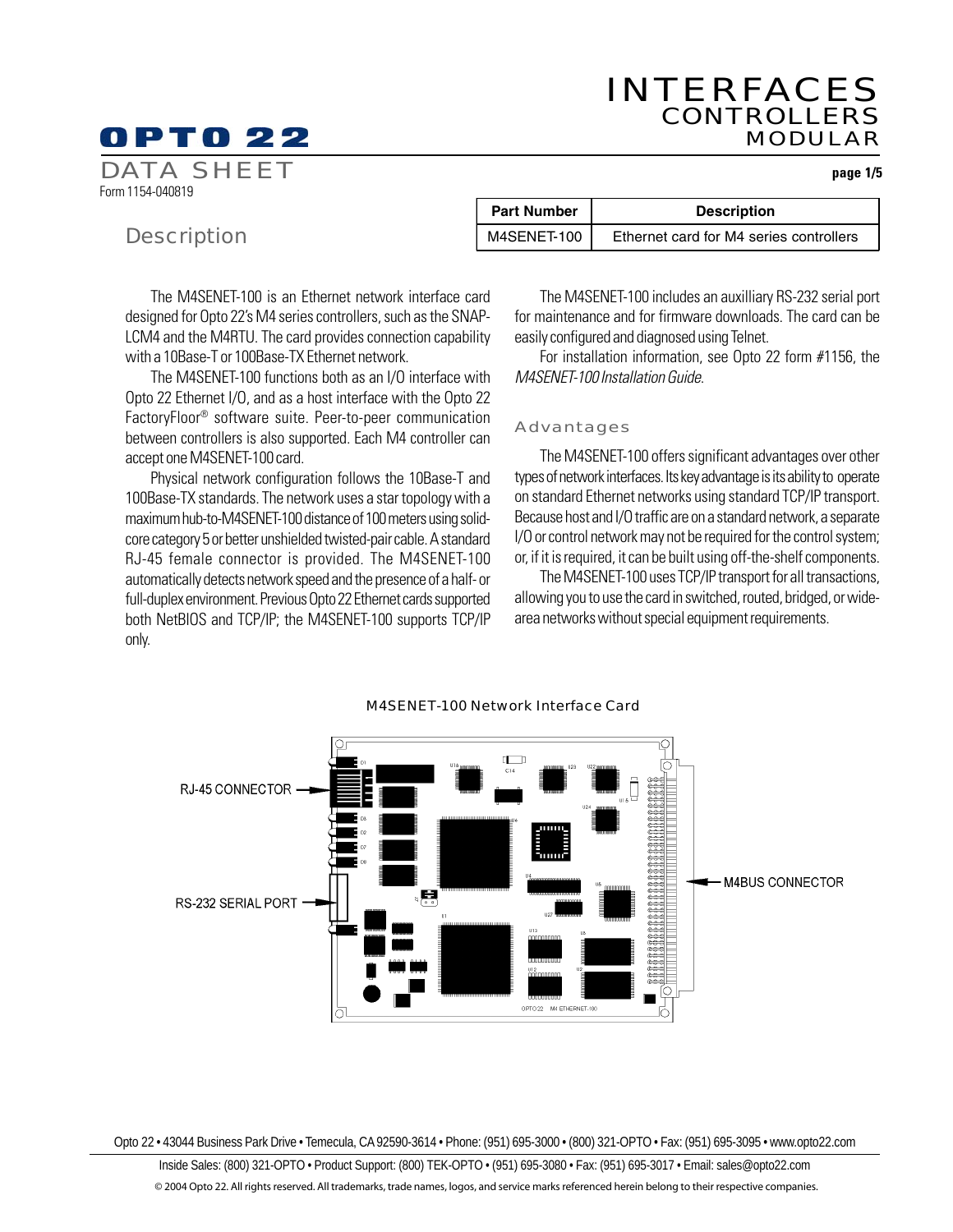# INTERFACES
## CONTROLLERS
## MODULAR

**OPTO 22**

DATA SHEET

Form 1154-040819

## Description

| Part Number | Description |
|---|---|
| M4SENET-100 | Ethernet card for M4 series controllers |

The M4SENET-100 is an Ethernet network interface card designed for Opto 22's M4 series controllers, such as the SNAP-LCM4 and the M4RTU. The card provides connection capability with a 10Base-T or 100Base-TX Ethernet network.

The M4SENET-100 functions both as an I/O interface with Opto 22 Ethernet I/O, and as a host interface with the Opto 22 FactoryFloor® software suite. Peer-to-peer communication between controllers is also supported. Each M4 controller can accept one M4SENET-100 card.

Physical network configuration follows the 10Base-T and 100Base-TX standards. The network uses a star topology with a maximum hub-to-M4SENET-100 distance of 100 meters using solid-core category 5 or better unshielded twisted-pair cable. A standard RJ-45 female connector is provided. The M4SENET-100 automatically detects network speed and the presence of a half- or full-duplex environment. Previous Opto 22 Ethernet cards supported both NetBIOS and TCP/IP; the M4SENET-100 supports TCP/IP only.

The M4SENET-100 includes an auxilliary RS-232 serial port for maintenance and for firmware downloads. The card can be easily configured and diagnosed using Telnet.

For installation information, see Opto 22 form #1156, the *M4SENET-100 Installation Guide*.

### Advantages

The M4SENET-100 offers significant advantages over other types of network interfaces. Its key advantage is its ability to operate on standard Ethernet networks using standard TCP/IP transport. Because host and I/O traffic are on a standard network, a separate I/O or control network may not be required for the control system; or, if it is required, it can be built using off-the-shelf components.

The M4SENET-100 uses TCP/IP transport for all transactions, allowing you to use the card in switched, routed, bridged, or wide-area networks without special equipment requirements.

M4SENET-100 Network Interface Card

RJ-45 CONNECTOR

RS-232 SERIAL PORT

M4BUS CONNECTOR

Opto 22 • 43044 Business Park Drive • Temecula, CA 92590-3614 • Phone: (951) 695-3000 • (800) 321-OPTO • Fax: (951) 695-3095 • www.opto22.com

Inside Sales: (800) 321-OPTO • Product Support: (800) TEK-OPTO • (951) 695-3080 • Fax: (951) 695-3017 • Email: sales@opto22.com

© 2004 Opto 22. All rights reserved. All trademarks, trade names, logos, and service marks referenced herein belong to their respective companies.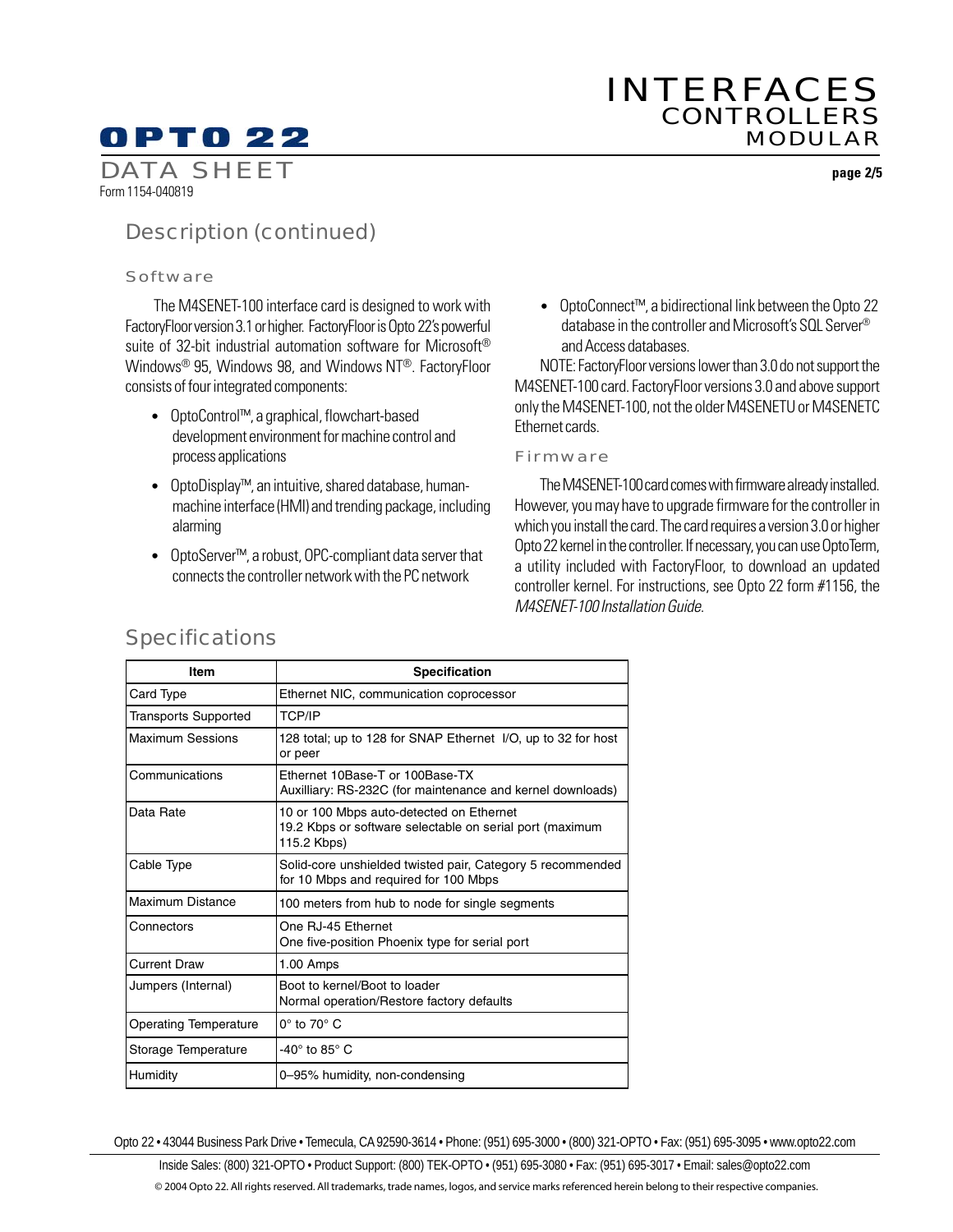## Description (continued)

### Software

The M4SENET-100 interface card is designed to work with FactoryFloor version 3.1 or higher. FactoryFloor is Opto 22's powerful suite of 32-bit industrial automation software for Microsoft® Windows® 95, Windows 98, and Windows NT®. FactoryFloor consists of four integrated components:

- OptoControl™, a graphical, flowchart-based development environment for machine control and process applications
- OptoDisplay™, an intuitive, shared database, human-machine interface (HMI) and trending package, including alarming
- OptoServer™, a robust, OPC-compliant data server that connects the controller network with the PC network
- OptoConnect™, a bidirectional link between the Opto 22 database in the controller and Microsoft's SQL Server® and Access databases.

NOTE: FactoryFloor versions lower than 3.0 do not support the M4SENET-100 card. FactoryFloor versions 3.0 and above support only the M4SENET-100, not the older M4SENETU or M4SENETC Ethernet cards.

### Firmware

The M4SENET-100 card comes with firmware already installed. However, you may have to upgrade firmware for the controller in which you install the card. The card requires a version 3.0 or higher Opto 22 kernel in the controller. If necessary, you can use OptoTerm, a utility included with FactoryFloor, to download an updated controller kernel. For instructions, see Opto 22 form #1156, the *M4SENET-100 Installation Guide*.

## Specifications

| Item | Specification |
|---|---|
| Card Type | Ethernet NIC, communication coprocessor |
| Transports Supported | TCP/IP |
| Maximum Sessions | 128 total; up to 128 for SNAP Ethernet I/O, up to 32 for host or peer |
| Communications | Ethernet 10Base-T or 100Base-TX<br>Auxilliary: RS-232C (for maintenance and kernel downloads) |
| Data Rate | 10 or 100 Mbps auto-detected on Ethernet<br>19.2 Kbps or software selectable on serial port (maximum 115.2 Kbps) |
| Cable Type | Solid-core unshielded twisted pair, Category 5 recommended for 10 Mbps and required for 100 Mbps |
| Maximum Distance | 100 meters from hub to node for single segments |
| Connectors | One RJ-45 Ethernet<br>One five-position Phoenix type for serial port |
| Current Draw | 1.00 Amps |
| Jumpers (Internal) | Boot to kernel/Boot to loader<br>Normal operation/Restore factory defaults |
| Operating Temperature | 0° to 70° C |
| Storage Temperature | -40° to 85° C |
| Humidity | 0–95% humidity, non-condensing |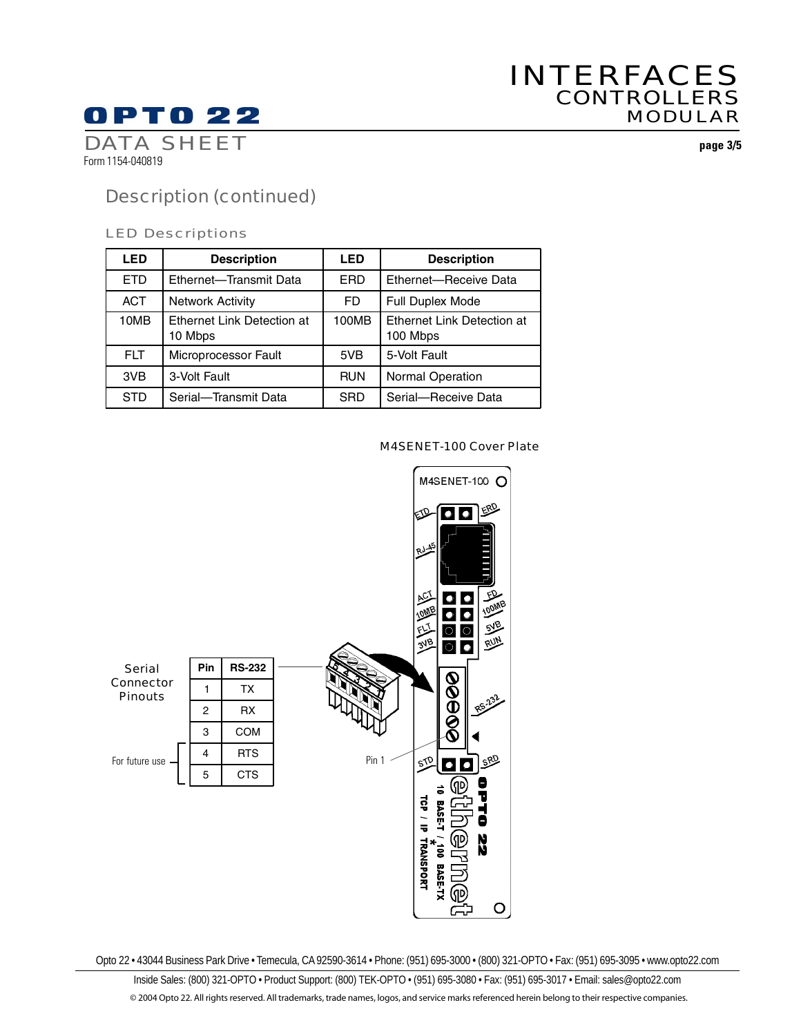## Description (continued)

### LED Descriptions

| LED | Description | LED | Description |
|---|---|---|---|
| ETD | Ethernet—Transmit Data | ERD | Ethernet—Receive Data |
| ACT | Network Activity | FD | Full Duplex Mode |
| 10MB | Ethernet Link Detection at 10 Mbps | 100MB | Ethernet Link Detection at 100 Mbps |
| FLT | Microprocessor Fault | 5VB | 5-Volt Fault |
| 3VB | 3-Volt Fault | RUN | Normal Operation |
| STD | Serial—Transmit Data | SRD | Serial—Receive Data |

M4SENET-100 Cover Plate

Serial Connector Pinouts

| Pin | RS-232 |
|---|---|
| 1 | TX |
| 2 | RX |
| 3 | COM |
| 4 | RTS |
| 5 | CTS |

For future use (pins 4 and 5)

Pin 1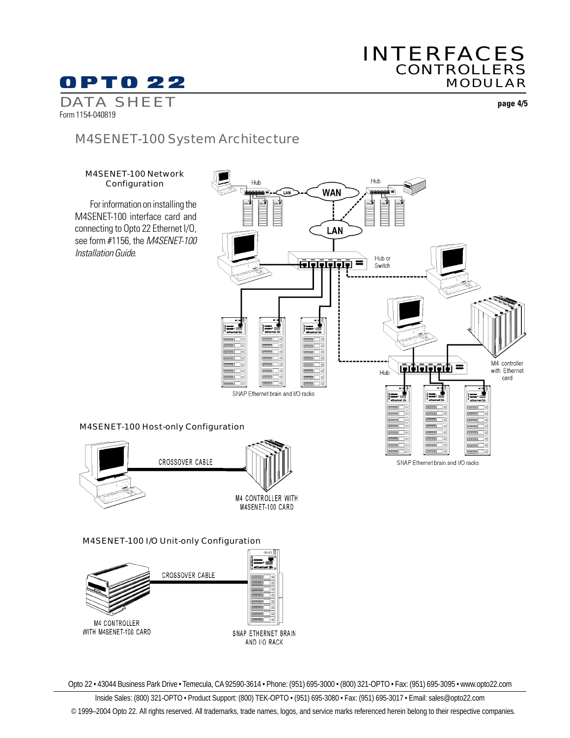## M4SENET-100 System Architecture

### M4SENET-100 Network Configuration

For information on installing the M4SENET-100 interface card and connecting to Opto 22 Ethernet I/O, see form #1156, the *M4SENET-100 Installation Guide.*

Hub

LAN

WAN

Hub

LAN

Hub or Switch

SNAP Ethernet brain and I/O racks

M4 controller with Ethernet card

Hub

SNAP Ethernet brain and I/O racks

### M4SENET-100 Host-only Configuration

CROSSOVER CABLE

M4 CONTROLLER WITH M4SENET-100 CARD

### M4SENET-100 I/O Unit-only Configuration

CROSSOVER CABLE

M4 CONTROLLER WITH M4SENET-100 CARD

SNAP ETHERNET BRAIN AND I/O RACK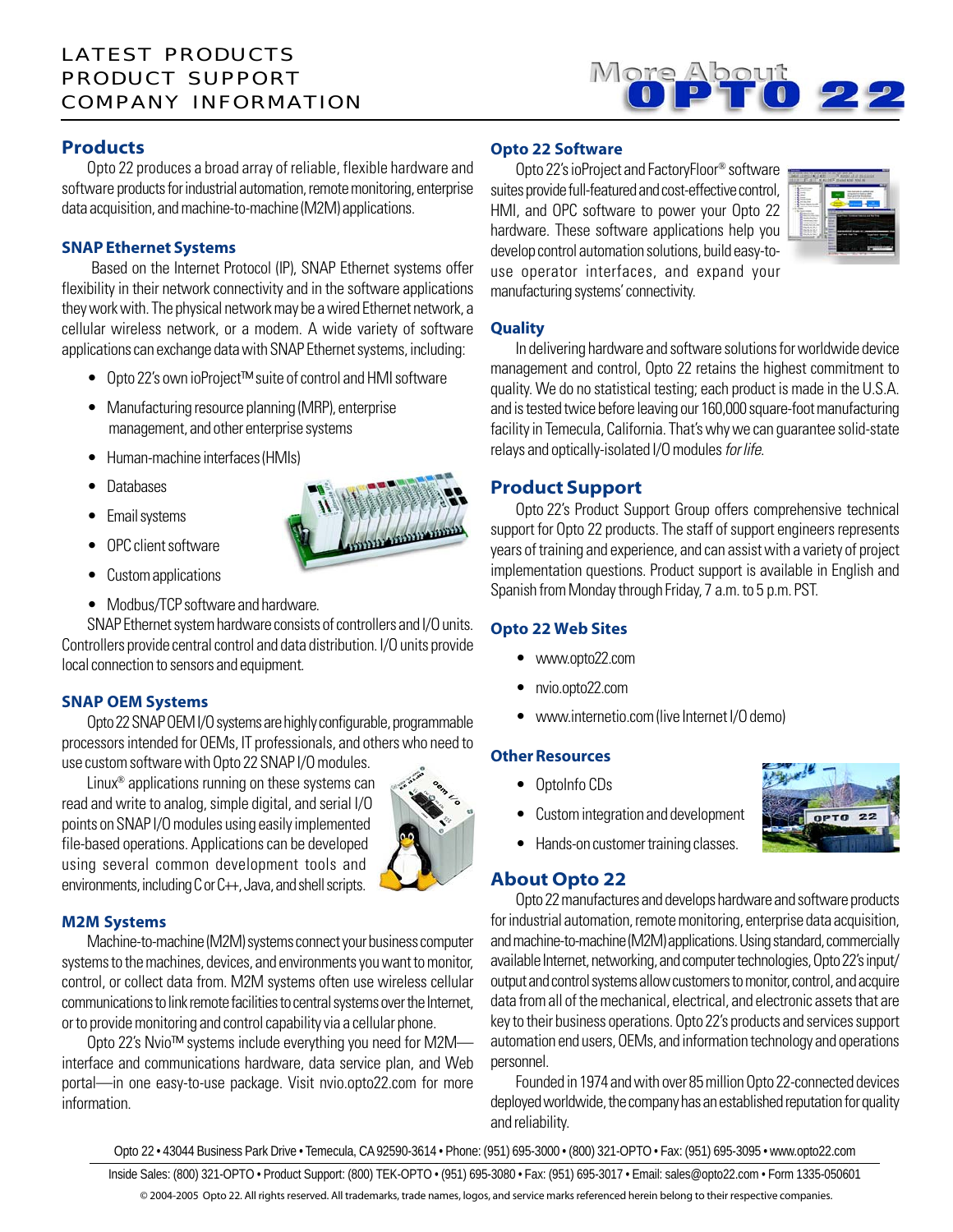LATEST PRODUCTS
PRODUCT SUPPORT
COMPANY INFORMATION

# More About OPTO 22

## Products

Opto 22 produces a broad array of reliable, flexible hardware and software products for industrial automation, remote monitoring, enterprise data acquisition, and machine-to-machine (M2M) applications.

### SNAP Ethernet Systems

Based on the Internet Protocol (IP), SNAP Ethernet systems offer flexibility in their network connectivity and in the software applications they work with. The physical network may be a wired Ethernet network, a cellular wireless network, or a modem. A wide variety of software applications can exchange data with SNAP Ethernet systems, including:

- Opto 22's own ioProject™ suite of control and HMI software
- Manufacturing resource planning (MRP), enterprise management, and other enterprise systems
- Human-machine interfaces (HMIs)
- Databases
- Email systems
- OPC client software
- Custom applications
- Modbus/TCP software and hardware.

SNAP Ethernet system hardware consists of controllers and I/O units. Controllers provide central control and data distribution. I/O units provide local connection to sensors and equipment.

### SNAP OEM Systems

Opto 22 SNAP OEM I/O systems are highly configurable, programmable processors intended for OEMs, IT professionals, and others who need to use custom software with Opto 22 SNAP I/O modules.

Linux® applications running on these systems can read and write to analog, simple digital, and serial I/O points on SNAP I/O modules using easily implemented file-based operations. Applications can be developed using several common development tools and environments, including C or C++, Java, and shell scripts.

### M2M Systems

Machine-to-machine (M2M) systems connect your business computer systems to the machines, devices, and environments you want to monitor, control, or collect data from. M2M systems often use wireless cellular communications to link remote facilities to central systems over the Internet, or to provide monitoring and control capability via a cellular phone.

Opto 22's Nvio™ systems include everything you need for M2M—interface and communications hardware, data service plan, and Web portal—in one easy-to-use package. Visit nvio.opto22.com for more information.

### Opto 22 Software

Opto 22's ioProject and FactoryFloor® software suites provide full-featured and cost-effective control, HMI, and OPC software to power your Opto 22 hardware. These software applications help you develop control automation solutions, build easy-to-use operator interfaces, and expand your manufacturing systems' connectivity.

### Quality

In delivering hardware and software solutions for worldwide device management and control, Opto 22 retains the highest commitment to quality. We do no statistical testing; each product is made in the U.S.A. and is tested twice before leaving our 160,000 square-foot manufacturing facility in Temecula, California. That's why we can guarantee solid-state relays and optically-isolated I/O modules *for life*.

## Product Support

Opto 22's Product Support Group offers comprehensive technical support for Opto 22 products. The staff of support engineers represents years of training and experience, and can assist with a variety of project implementation questions. Product support is available in English and Spanish from Monday through Friday, 7 a.m. to 5 p.m. PST.

### Opto 22 Web Sites

- www.opto22.com
- nvio.opto22.com
- www.internetio.com (live Internet I/O demo)

### Other Resources

- OptoInfo CDs
- Custom integration and development
- Hands-on customer training classes.

## About Opto 22

Opto 22 manufactures and develops hardware and software products for industrial automation, remote monitoring, enterprise data acquisition, and machine-to-machine (M2M) applications. Using standard, commercially available Internet, networking, and computer technologies, Opto 22's input/output and control systems allow customers to monitor, control, and acquire data from all of the mechanical, electrical, and electronic assets that are key to their business operations. Opto 22's products and services support automation end users, OEMs, and information technology and operations personnel.

Founded in 1974 and with over 85 million Opto 22-connected devices deployed worldwide, the company has an established reputation for quality and reliability.

Opto 22 • 43044 Business Park Drive • Temecula, CA 92590-3614 • Phone: (951) 695-3000 • (800) 321-OPTO • Fax: (951) 695-3095 • www.opto22.com

Inside Sales: (800) 321-OPTO • Product Support: (800) TEK-OPTO • (951) 695-3080 • Fax: (951) 695-3017 • Email: sales@opto22.com • Form 1335-050601

© 2004-2005 Opto 22. All rights reserved. All trademarks, trade names, logos, and service marks referenced herein belong to their respective companies.